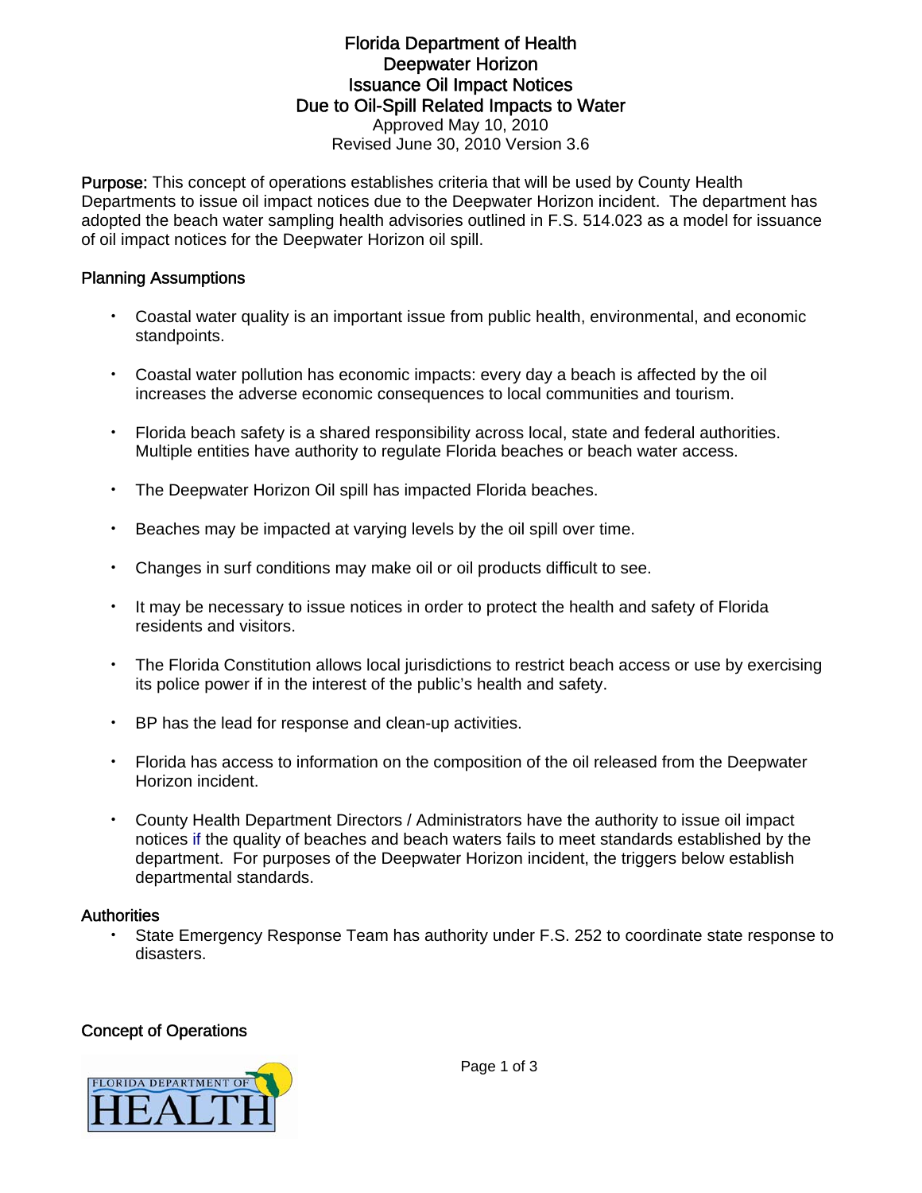# Florida Department of Health
# Deepwater Horizon
# Issuance Oil Impact Notices
# Due to Oil-Spill Related Impacts to Water

Approved May 10, 2010

Revised June 30, 2010 Version 3.6

**Purpose:** This concept of operations establishes criteria that will be used by County Health Departments to issue oil impact notices due to the Deepwater Horizon incident. The department has adopted the beach water sampling health advisories outlined in F.S. 514.023 as a model for issuance of oil impact notices for the Deepwater Horizon oil spill.

## Planning Assumptions

- Coastal water quality is an important issue from public health, environmental, and economic standpoints.
- Coastal water pollution has economic impacts: every day a beach is affected by the oil increases the adverse economic consequences to local communities and tourism.
- Florida beach safety is a shared responsibility across local, state and federal authorities. Multiple entities have authority to regulate Florida beaches or beach water access.
- The Deepwater Horizon Oil spill has impacted Florida beaches.
- Beaches may be impacted at varying levels by the oil spill over time.
- Changes in surf conditions may make oil or oil products difficult to see.
- It may be necessary to issue notices in order to protect the health and safety of Florida residents and visitors.
- The Florida Constitution allows local jurisdictions to restrict beach access or use by exercising its police power if in the interest of the public's health and safety.
- BP has the lead for response and clean-up activities.
- Florida has access to information on the composition of the oil released from the Deepwater Horizon incident.
- County Health Department Directors / Administrators have the authority to issue oil impact notices if the quality of beaches and beach waters fails to meet standards established by the department. For purposes of the Deepwater Horizon incident, the triggers below establish departmental standards.

## Authorities

- State Emergency Response Team has authority under F.S. 252 to coordinate state response to disasters.

## Concept of Operations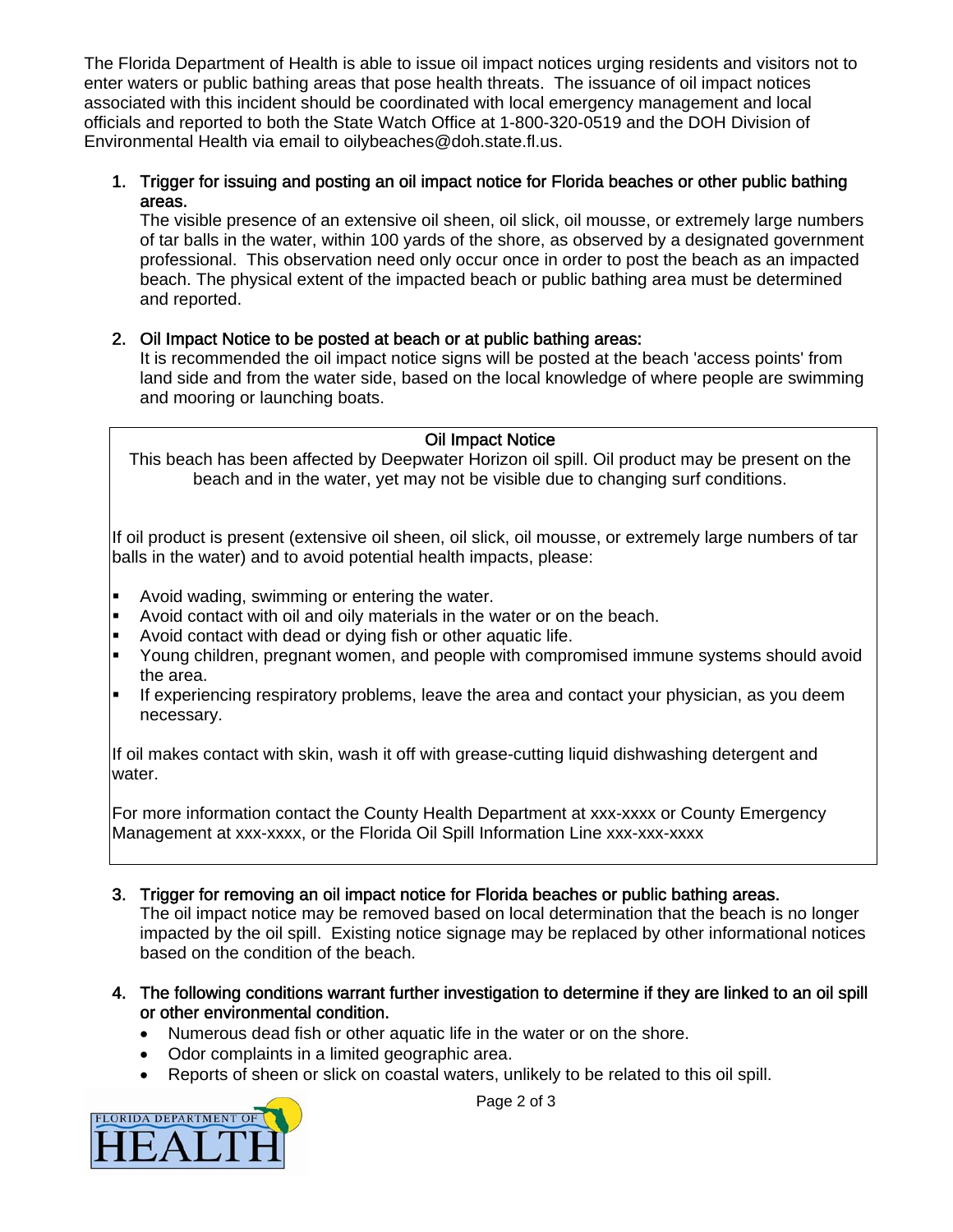The Florida Department of Health is able to issue oil impact notices urging residents and visitors not to enter waters or public bathing areas that pose health threats. The issuance of oil impact notices associated with this incident should be coordinated with local emergency management and local officials and reported to both the State Watch Office at 1-800-320-0519 and the DOH Division of Environmental Health via email to oilybeaches@doh.state.fl.us.

1. **Trigger for issuing and posting an oil impact notice for Florida beaches or other public bathing areas.**
   The visible presence of an extensive oil sheen, oil slick, oil mousse, or extremely large numbers of tar balls in the water, within 100 yards of the shore, as observed by a designated government professional. This observation need only occur once in order to post the beach as an impacted beach. The physical extent of the impacted beach or public bathing area must be determined and reported.

2. **Oil Impact Notice to be posted at beach or at public bathing areas:**
   It is recommended the oil impact notice signs will be posted at the beach 'access points' from land side and from the water side, based on the local knowledge of where people are swimming and mooring or launching boats.

> **Oil Impact Notice**
>
> This beach has been affected by Deepwater Horizon oil spill. Oil product may be present on the beach and in the water, yet may not be visible due to changing surf conditions.
>
> If oil product is present (extensive oil sheen, oil slick, oil mousse, or extremely large numbers of tar balls in the water) and to avoid potential health impacts, please:
>
> - Avoid wading, swimming or entering the water.
> - Avoid contact with oil and oily materials in the water or on the beach.
> - Avoid contact with dead or dying fish or other aquatic life.
> - Young children, pregnant women, and people with compromised immune systems should avoid the area.
> - If experiencing respiratory problems, leave the area and contact your physician, as you deem necessary.
>
> If oil makes contact with skin, wash it off with grease-cutting liquid dishwashing detergent and water.
>
> For more information contact the County Health Department at xxx-xxxx or County Emergency Management at xxx-xxxx, or the Florida Oil Spill Information Line xxx-xxx-xxxx

3. **Trigger for removing an oil impact notice for Florida beaches or public bathing areas.**
   The oil impact notice may be removed based on local determination that the beach is no longer impacted by the oil spill. Existing notice signage may be replaced by other informational notices based on the condition of the beach.

4. **The following conditions warrant further investigation to determine if they are linked to an oil spill or other environmental condition.**
   - Numerous dead fish or other aquatic life in the water or on the shore.
   - Odor complaints in a limited geographic area.
   - Reports of sheen or slick on coastal waters, unlikely to be related to this oil spill.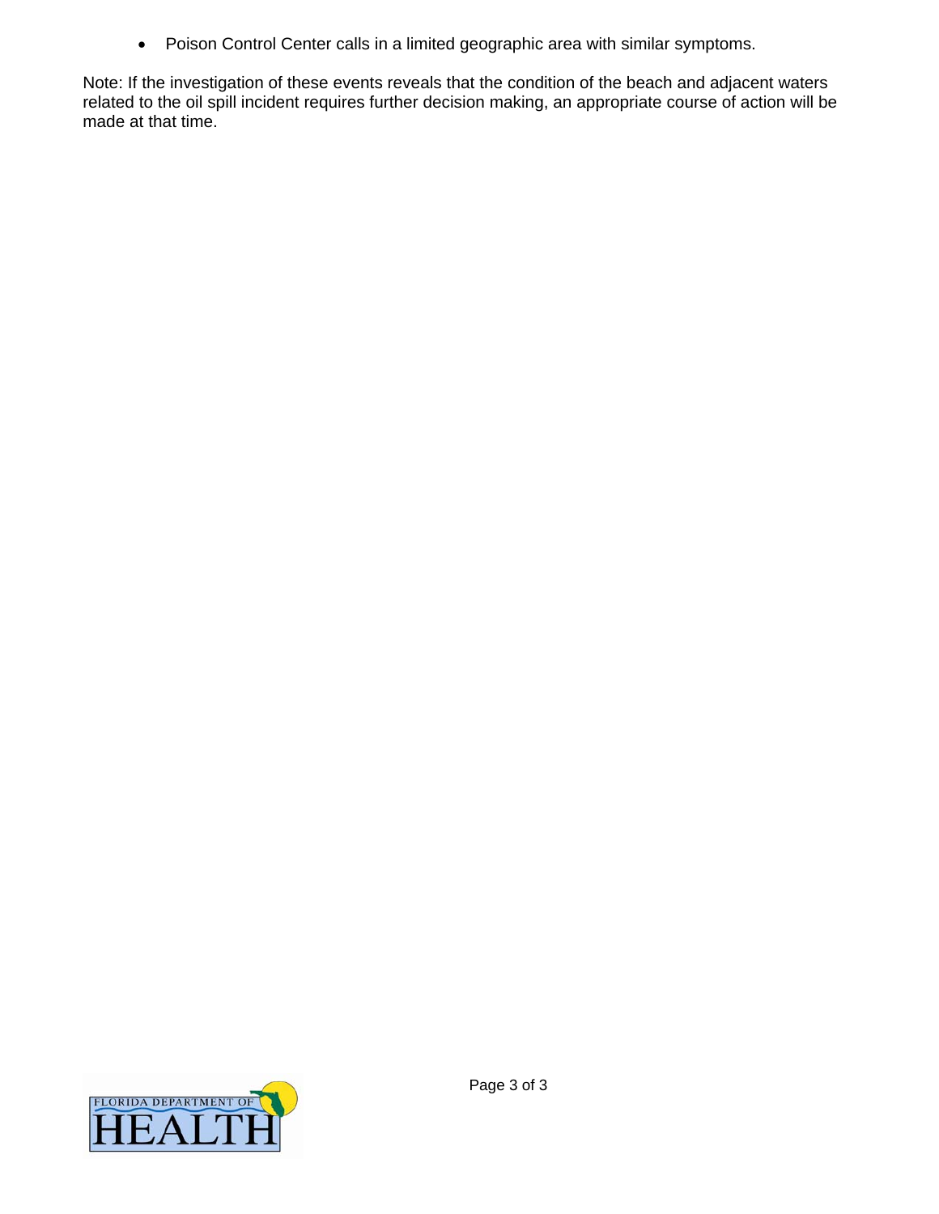- Poison Control Center calls in a limited geographic area with similar symptoms.

Note: If the investigation of these events reveals that the condition of the beach and adjacent waters related to the oil spill incident requires further decision making, an appropriate course of action will be made at that time.